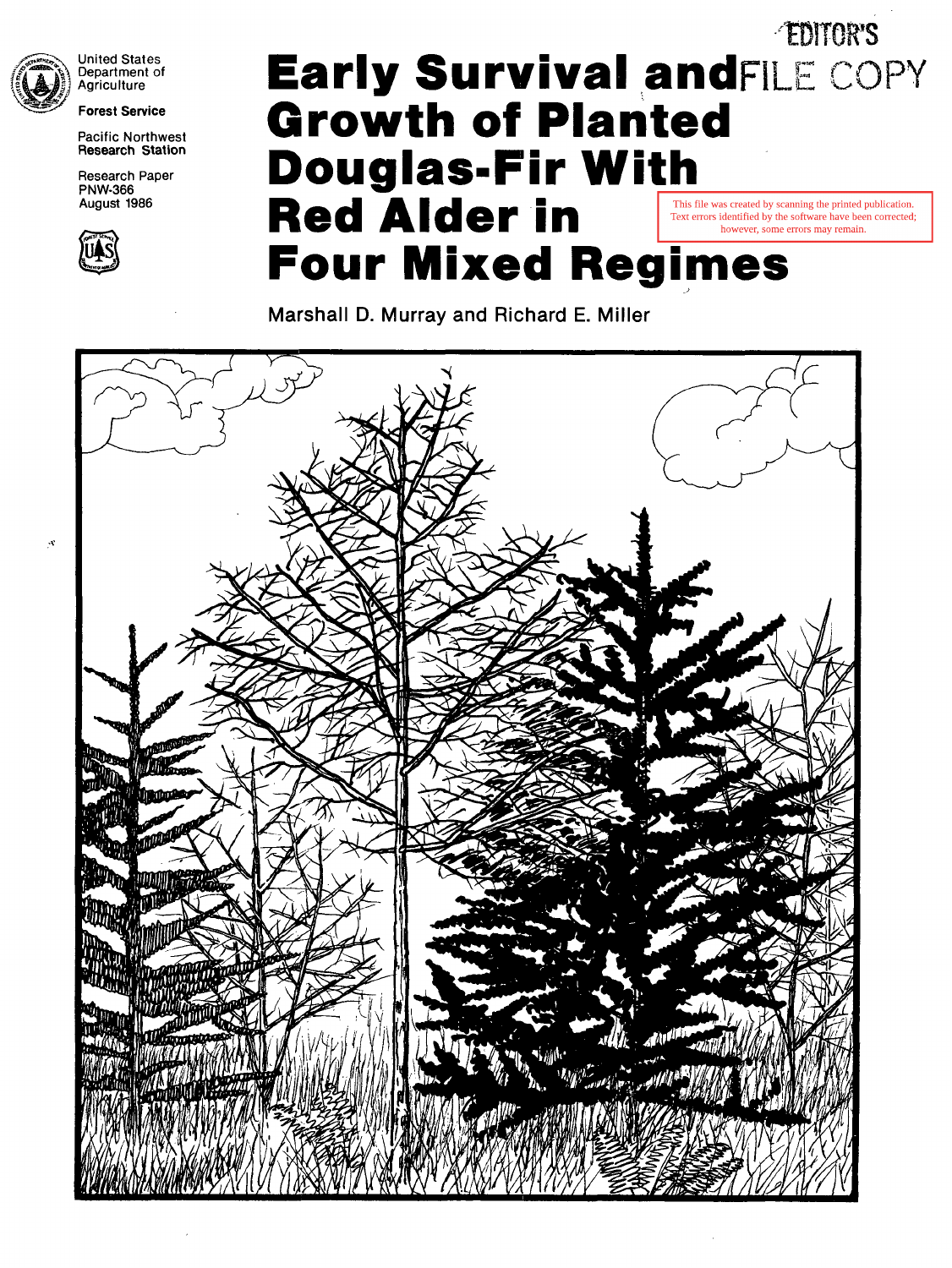EDITOR'S FILE COPY

United States Department of Agriculture

**Forest Service**

Pacific Northwest Research Station

Research Paper PNW-366

August 1986

# Early Survival and Growth of Planted Douglas-Fir With Red Alder in Four Mixed Regimes

This file was created by scanning the printed publication. Text errors identified by the software have been corrected; however, some errors may remain.

Marshall D. Murray and Richard E. Miller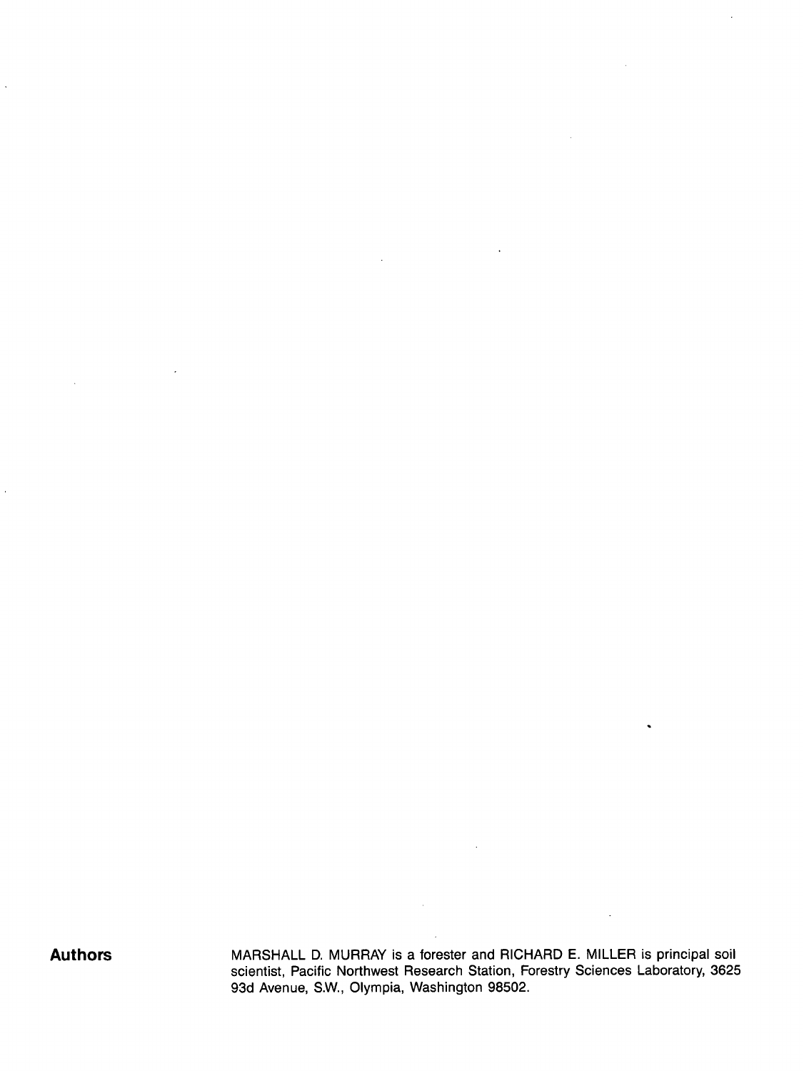**Authors**

MARSHALL D. MURRAY is a forester and RICHARD E. MILLER is principal soil scientist, Pacific Northwest Research Station, Forestry Sciences Laboratory, 3625 93d Avenue, S.W., Olympia, Washington 98502.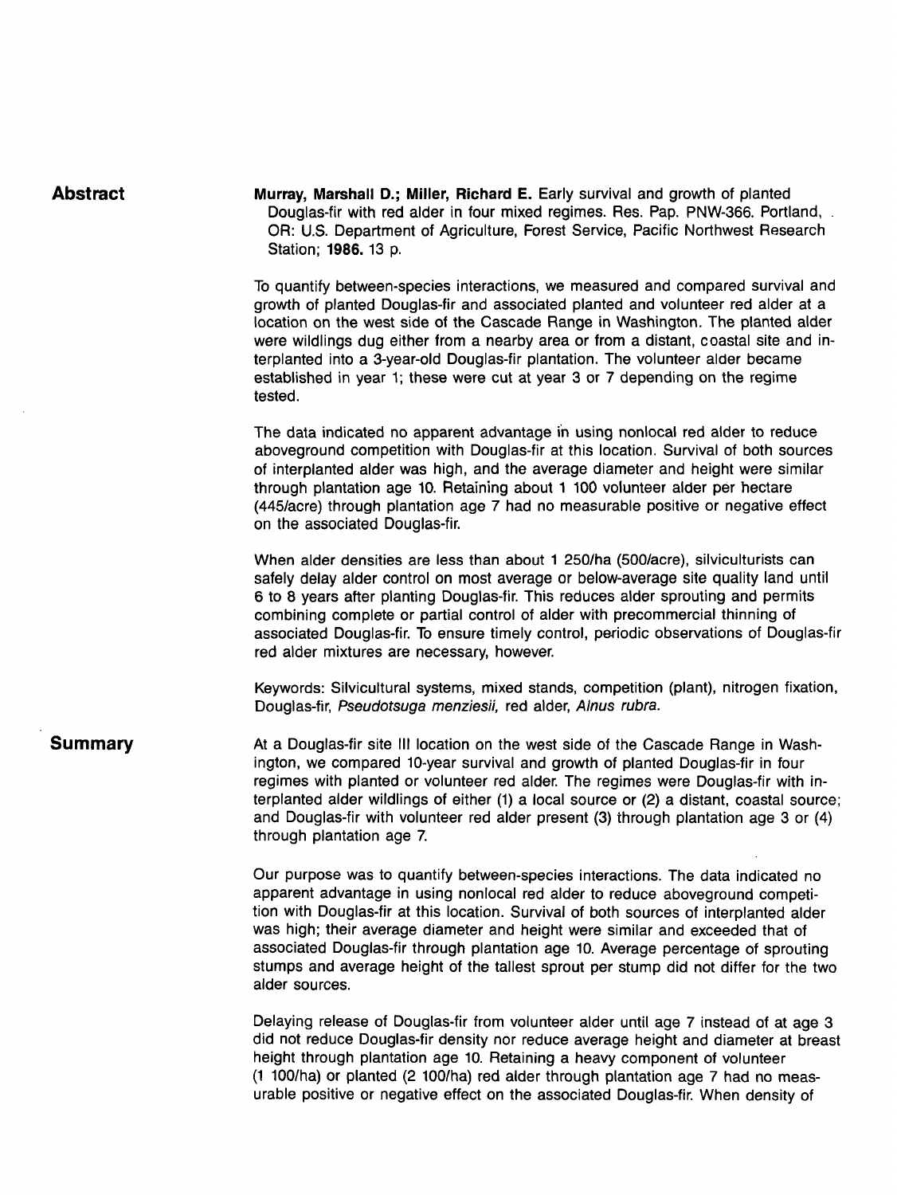## Abstract

**Murray, Marshall D.; Miller, Richard E.** Early survival and growth of planted Douglas-fir with red alder in four mixed regimes. Res. Pap. PNW-366. Portland, OR: U.S. Department of Agriculture, Forest Service, Pacific Northwest Research Station; **1986.** 13 p.

To quantify between-species interactions, we measured and compared survival and growth of planted Douglas-fir and associated planted and volunteer red alder at a location on the west side of the Cascade Range in Washington. The planted alder were wildlings dug either from a nearby area or from a distant, coastal site and interplanted into a 3-year-old Douglas-fir plantation. The volunteer alder became established in year 1; these were cut at year 3 or 7 depending on the regime tested.

The data indicated no apparent advantage in using nonlocal red alder to reduce aboveground competition with Douglas-fir at this location. Survival of both sources of interplanted alder was high, and the average diameter and height were similar through plantation age 10. Retaining about 1 100 volunteer alder per hectare (445/acre) through plantation age 7 had no measurable positive or negative effect on the associated Douglas-fir.

When alder densities are less than about 1 250/ha (500/acre), silviculturists can safely delay alder control on most average or below-average site quality land until 6 to 8 years after planting Douglas-fir. This reduces alder sprouting and permits combining complete or partial control of alder with precommercial thinning of associated Douglas-fir. To ensure timely control, periodic observations of Douglas-fir red alder mixtures are necessary, however.

Keywords: Silvicultural systems, mixed stands, competition (plant), nitrogen fixation, Douglas-fir, *Pseudotsuga menziesii,* red alder, *Alnus rubra.*

## Summary

At a Douglas-fir site III location on the west side of the Cascade Range in Washington, we compared 10-year survival and growth of planted Douglas-fir in four regimes with planted or volunteer red alder. The regimes were Douglas-fir with interplanted alder wildlings of either (1) a local source or (2) a distant, coastal source; and Douglas-fir with volunteer red alder present (3) through plantation age 3 or (4) through plantation age 7.

Our purpose was to quantify between-species interactions. The data indicated no apparent advantage in using nonlocal red alder to reduce aboveground competition with Douglas-fir at this location. Survival of both sources of interplanted alder was high; their average diameter and height were similar and exceeded that of associated Douglas-fir through plantation age 10. Average percentage of sprouting stumps and average height of the tallest sprout per stump did not differ for the two alder sources.

Delaying release of Douglas-fir from volunteer alder until age 7 instead of at age 3 did not reduce Douglas-fir density nor reduce average height and diameter at breast height through plantation age 10. Retaining a heavy component of volunteer (1 100/ha) or planted (2 100/ha) red alder through plantation age 7 had no measurable positive or negative effect on the associated Douglas-fir. When density of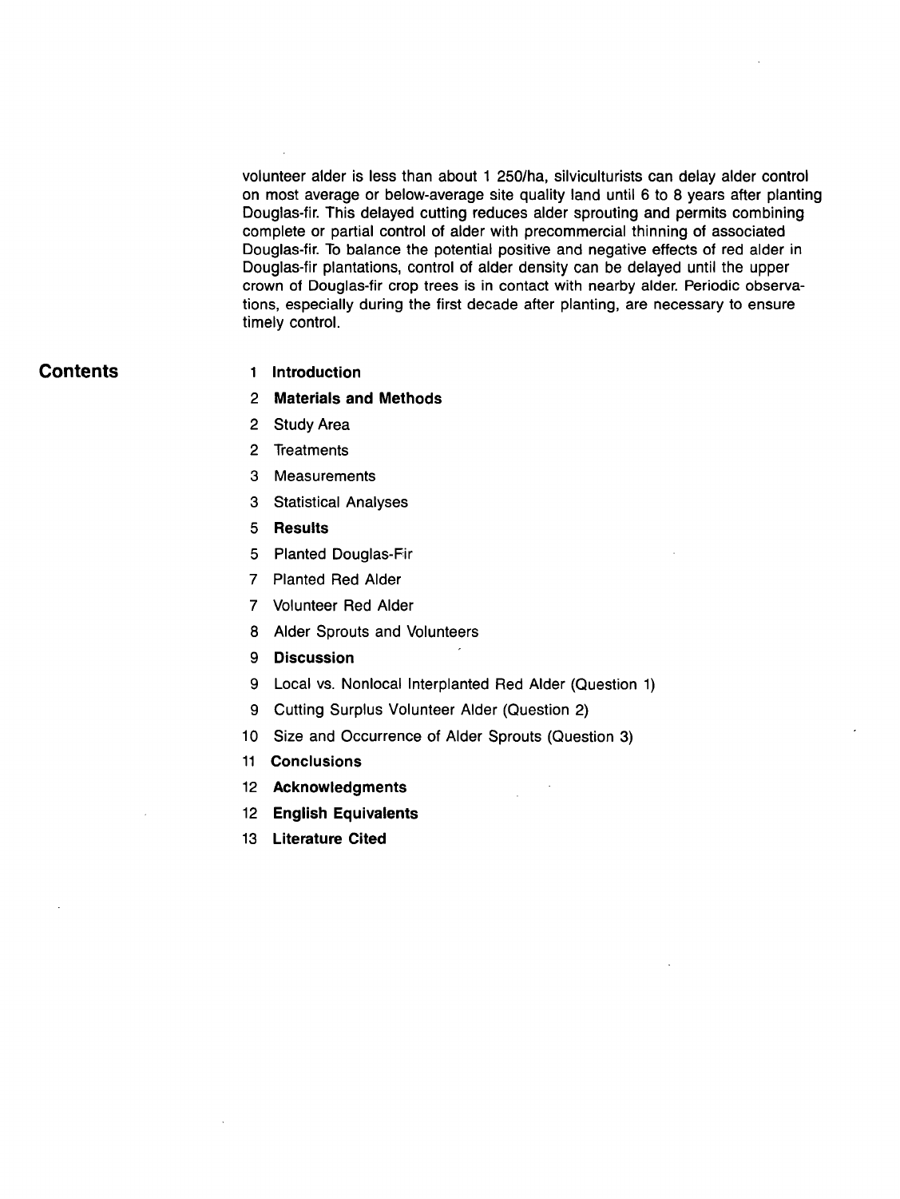volunteer alder is less than about 1 250/ha, silviculturists can delay alder control on most average or below-average site quality land until 6 to 8 years after planting Douglas-fir. This delayed cutting reduces alder sprouting and permits combining complete or partial control of alder with precommercial thinning of associated Douglas-fir. To balance the potential positive and negative effects of red alder in Douglas-fir plantations, control of alder density can be delayed until the upper crown of Douglas-fir crop trees is in contact with nearby alder. Periodic observations, especially during the first decade after planting, are necessary to ensure timely control.

## Contents

1 **Introduction**

2 **Materials and Methods**

2 Study Area

2 Treatments

3 Measurements

3 Statistical Analyses

5 **Results**

5 Planted Douglas-Fir

7 Planted Red Alder

7 Volunteer Red Alder

8 Alder Sprouts and Volunteers

9 **Discussion**

9 Local vs. Nonlocal Interplanted Red Alder (Question 1)

9 Cutting Surplus Volunteer Alder (Question 2)

10 Size and Occurrence of Alder Sprouts (Question 3)

11 **Conclusions**

12 **Acknowledgments**

12 **English Equivalents**

13 **Literature Cited**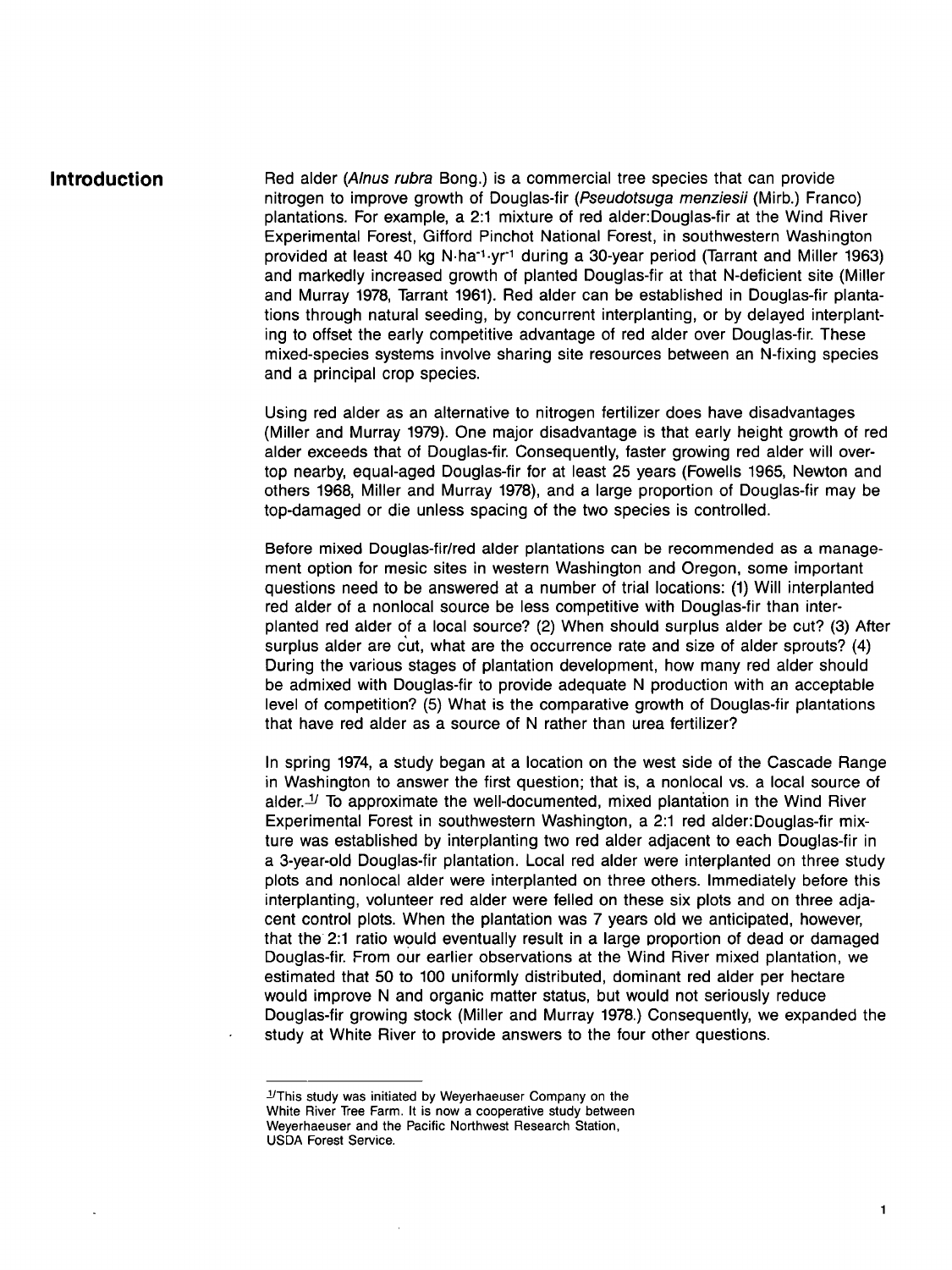## Introduction

Red alder (*Alnus rubra* Bong.) is a commercial tree species that can provide nitrogen to improve growth of Douglas-fir (*Pseudotsuga menziesii* (Mirb.) Franco) plantations. For example, a 2:1 mixture of red alder:Douglas-fir at the Wind River Experimental Forest, Gifford Pinchot National Forest, in southwestern Washington provided at least 40 kg $N \cdot ha^{-1} \cdot yr^{-1}$ during a 30-year period (Tarrant and Miller 1963) and markedly increased growth of planted Douglas-fir at that N-deficient site (Miller and Murray 1978, Tarrant 1961). Red alder can be established in Douglas-fir plantations through natural seeding, by concurrent interplanting, or by delayed interplanting to offset the early competitive advantage of red alder over Douglas-fir. These mixed-species systems involve sharing site resources between an N-fixing species and a principal crop species.

Using red alder as an alternative to nitrogen fertilizer does have disadvantages (Miller and Murray 1979). One major disadvantage is that early height growth of red alder exceeds that of Douglas-fir. Consequently, faster growing red alder will overtop nearby, equal-aged Douglas-fir for at least 25 years (Fowells 1965, Newton and others 1968, Miller and Murray 1978), and a large proportion of Douglas-fir may be top-damaged or die unless spacing of the two species is controlled.

Before mixed Douglas-fir/red alder plantations can be recommended as a management option for mesic sites in western Washington and Oregon, some important questions need to be answered at a number of trial locations: (1) Will interplanted red alder of a nonlocal source be less competitive with Douglas-fir than interplanted red alder of a local source? (2) When should surplus alder be cut? (3) After surplus alder are cut, what are the occurrence rate and size of alder sprouts? (4) During the various stages of plantation development, how many red alder should be admixed with Douglas-fir to provide adequate N production with an acceptable level of competition? (5) What is the comparative growth of Douglas-fir plantations that have red alder as a source of N rather than urea fertilizer?

In spring 1974, a study began at a location on the west side of the Cascade Range in Washington to answer the first question; that is, a nonlocal vs. a local source of alder.[1] To approximate the well-documented, mixed plantation in the Wind River Experimental Forest in southwestern Washington, a 2:1 red alder:Douglas-fir mixture was established by interplanting two red alder adjacent to each Douglas-fir in a 3-year-old Douglas-fir plantation. Local red alder were interplanted on three study plots and nonlocal alder were interplanted on three others. Immediately before this interplanting, volunteer red alder were felled on these six plots and on three adjacent control plots. When the plantation was 7 years old we anticipated, however, that the 2:1 ratio would eventually result in a large proportion of dead or damaged Douglas-fir. From our earlier observations at the Wind River mixed plantation, we estimated that 50 to 100 uniformly distributed, dominant red alder per hectare would improve N and organic matter status, but would not seriously reduce Douglas-fir growing stock (Miller and Murray 1978.) Consequently, we expanded the study at White River to provide answers to the four other questions.

---

[1] This study was initiated by Weyerhaeuser Company on the White River Tree Farm. It is now a cooperative study between Weyerhaeuser and the Pacific Northwest Research Station, USDA Forest Service.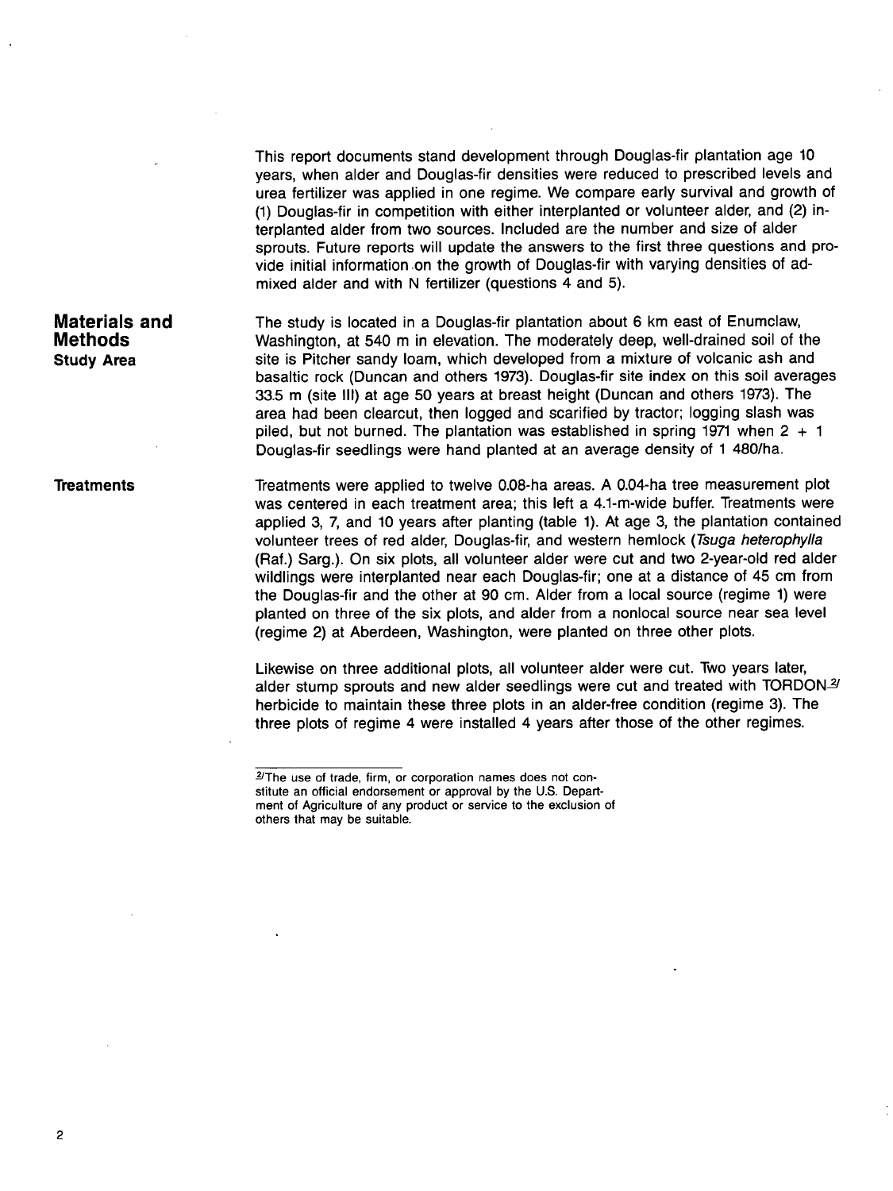This report documents stand development through Douglas-fir plantation age 10 years, when alder and Douglas-fir densities were reduced to prescribed levels and urea fertilizer was applied in one regime. We compare early survival and growth of (1) Douglas-fir in competition with either interplanted or volunteer alder, and (2) interplanted alder from two sources. Included are the number and size of alder sprouts. Future reports will update the answers to the first three questions and provide initial information on the growth of Douglas-fir with varying densities of admixed alder and with N fertilizer (questions 4 and 5).

## Materials and Methods

### Study Area

The study is located in a Douglas-fir plantation about 6 km east of Enumclaw, Washington, at 540 m in elevation. The moderately deep, well-drained soil of the site is Pitcher sandy loam, which developed from a mixture of volcanic ash and basaltic rock (Duncan and others 1973). Douglas-fir site index on this soil averages 33.5 m (site III) at age 50 years at breast height (Duncan and others 1973). The area had been clearcut, then logged and scarified by tractor; logging slash was piled, but not burned. The plantation was established in spring 1971 when 2 + 1 Douglas-fir seedlings were hand planted at an average density of 1 480/ha.

### Treatments

Treatments were applied to twelve 0.08-ha areas. A 0.04-ha tree measurement plot was centered in each treatment area; this left a 4.1-m-wide buffer. Treatments were applied 3, 7, and 10 years after planting (table 1). At age 3, the plantation contained volunteer trees of red alder, Douglas-fir, and western hemlock (*Tsuga heterophylla* (Raf.) Sarg.). On six plots, all volunteer alder were cut and two 2-year-old red alder wildlings were interplanted near each Douglas-fir; one at a distance of 45 cm from the Douglas-fir and the other at 90 cm. Alder from a local source (regime 1) were planted on three of the six plots, and alder from a nonlocal source near sea level (regime 2) at Aberdeen, Washington, were planted on three other plots.

Likewise on three additional plots, all volunteer alder were cut. Two years later, alder stump sprouts and new alder seedlings were cut and treated with TORDON[2] herbicide to maintain these three plots in an alder-free condition (regime 3). The three plots of regime 4 were installed 4 years after those of the other regimes.

---

[2] The use of trade, firm, or corporation names does not constitute an official endorsement or approval by the U.S. Department of Agriculture of any product or service to the exclusion of others that may be suitable.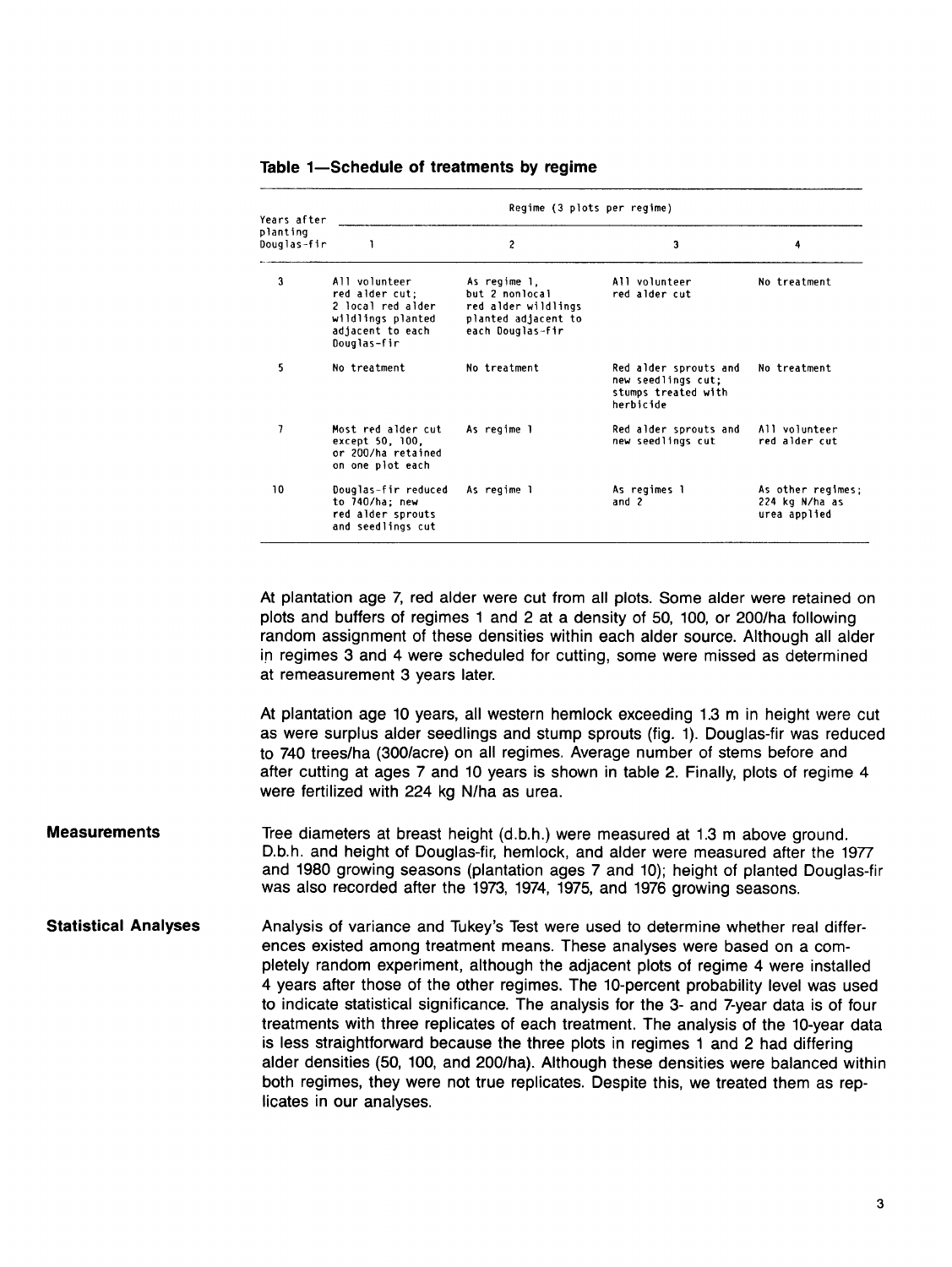**Table 1—Schedule of treatments by regime**

| Years after planting Douglas-fir | Regime (3 plots per regime) | | | |
|---|---|---|---|---|
| | 1 | 2 | 3 | 4 |
| 3 | All volunteer red alder cut; 2 local red alder wildlings planted adjacent to each Douglas-fir | As regime 1, but 2 nonlocal red alder wildlings planted adjacent to each Douglas-fir | All volunteer red alder cut | No treatment |
| 5 | No treatment | No treatment | Red alder sprouts and new seedlings cut; stumps treated with herbicide | No treatment |
| 7 | Most red alder cut except 50, 100, or 200/ha retained on one plot each | As regime 1 | Red alder sprouts and new seedlings cut | All volunteer red alder cut |
| 10 | Douglas-fir reduced to 740/ha; new red alder sprouts and seedlings cut | As regime 1 | As regimes 1 and 2 | As other regimes; 224 kg N/ha as urea applied |

At plantation age 7, red alder were cut from all plots. Some alder were retained on plots and buffers of regimes 1 and 2 at a density of 50, 100, or 200/ha following random assignment of these densities within each alder source. Although all alder in regimes 3 and 4 were scheduled for cutting, some were missed as determined at remeasurement 3 years later.

At plantation age 10 years, all western hemlock exceeding 1.3 m in height were cut as were surplus alder seedlings and stump sprouts (fig. 1). Douglas-fir was reduced to 740 trees/ha (300/acre) on all regimes. Average number of stems before and after cutting at ages 7 and 10 years is shown in table 2. Finally, plots of regime 4 were fertilized with 224 kg N/ha as urea.

## Measurements

Tree diameters at breast height (d.b.h.) were measured at 1.3 m above ground. D.b.h. and height of Douglas-fir, hemlock, and alder were measured after the 1977 and 1980 growing seasons (plantation ages 7 and 10); height of planted Douglas-fir was also recorded after the 1973, 1974, 1975, and 1976 growing seasons.

## Statistical Analyses

Analysis of variance and Tukey's Test were used to determine whether real differences existed among treatment means. These analyses were based on a completely random experiment, although the adjacent plots of regime 4 were installed 4 years after those of the other regimes. The 10-percent probability level was used to indicate statistical significance. The analysis for the 3- and 7-year data is of four treatments with three replicates of each treatment. The analysis of the 10-year data is less straightforward because the three plots in regimes 1 and 2 had differing alder densities (50, 100, and 200/ha). Although these densities were balanced within both regimes, they were not true replicates. Despite this, we treated them as replicates in our analyses.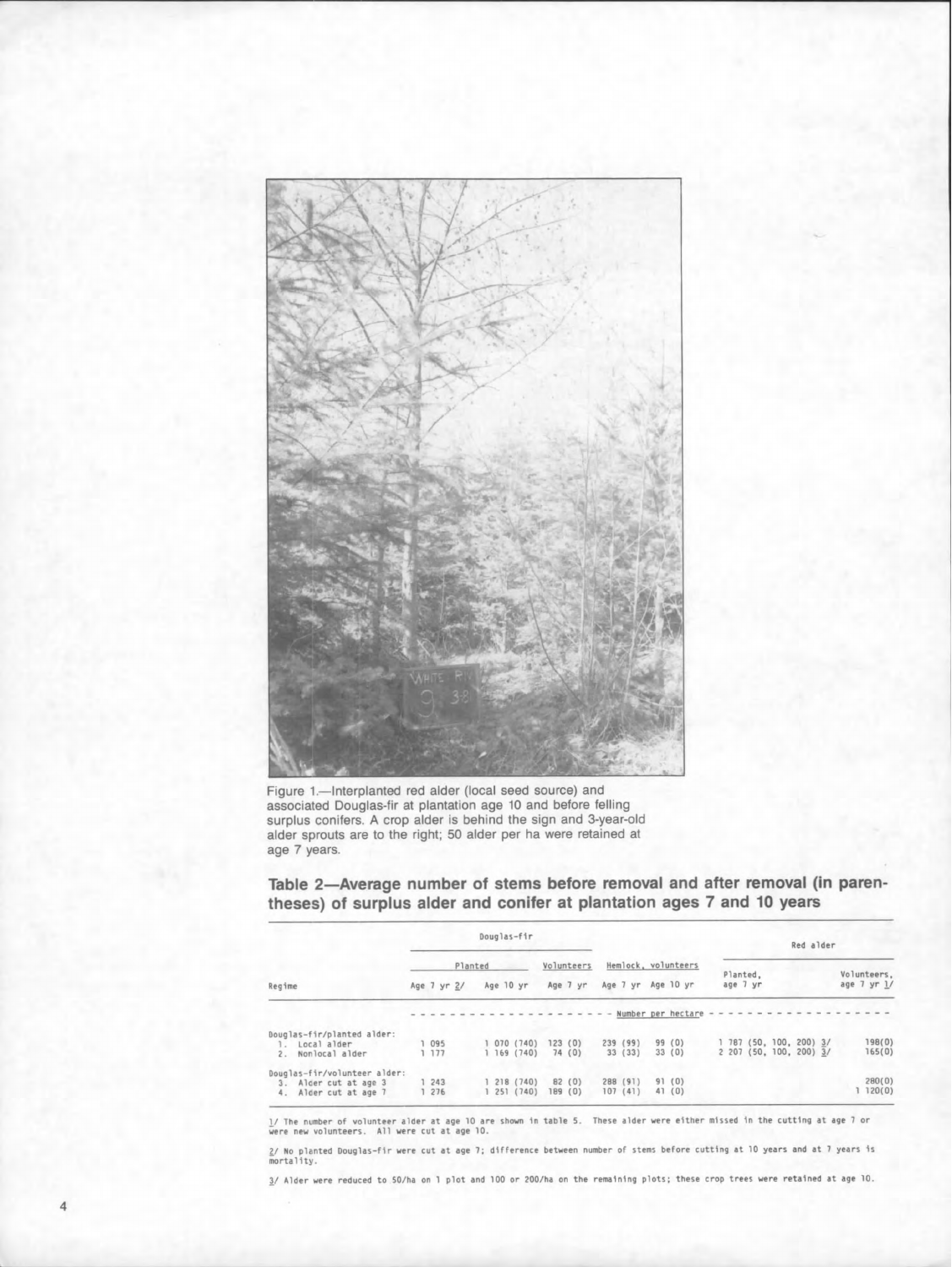Figure 1.—Interplanted red alder (local seed source) and associated Douglas-fir at plantation age 10 and before felling surplus conifers. A crop alder is behind the sign and 3-year-old alder sprouts are to the right; 50 alder per ha were retained at age 7 years.

## Table 2—Average number of stems before removal and after removal (in parentheses) of surplus alder and conifer at plantation ages 7 and 10 years

| Regime | Douglas-fir | | | Hemlock, volunteers | | Red alder | |
|---|---|---|---|---|---|---|---|
| | Planted | | Volunteers | | | Planted, age 7 yr | Volunteers, age 7 yr 1/ |
| | Age 7 yr 2/ | Age 10 yr | Age 7 yr | Age 7 yr | Age 10 yr | | |
| | Number per hectare | | | | | | |
| Douglas-fir/planted alder: | | | | | | | |
| 1. Local alder | 1 095 | 1 070 (740) | 123 (0) | 239 (99) | 99 (0) | 1 787 (50, 100, 200) 3/ | 198(0) |
| 2. Nonlocal alder | 1 177 | 1 169 (740) | 74 (0) | 33 (33) | 33 (0) | 2 207 (50, 100, 200) 3/ | 165(0) |
| Douglas-fir/volunteer alder: | | | | | | | |
| 3. Alder cut at age 3 | 1 243 | 1 218 (740) | 82 (0) | 288 (91) | 91 (0) | | 280(0) |
| 4. Alder cut at age 7 | 1 276 | 1 251 (740) | 189 (0) | 107 (41) | 41 (0) | | 1 120(0) |

1/ The number of volunteer alder at age 10 are shown in table 5. These alder were either missed in the cutting at age 7 or were new volunteers. All were cut at age 10.

2/ No planted Douglas-fir were cut at age 7; difference between number of stems before cutting at 10 years and at 7 years is mortality.

3/ Alder were reduced to 50/ha on 1 plot and 100 or 200/ha on the remaining plots; these crop trees were retained at age 10.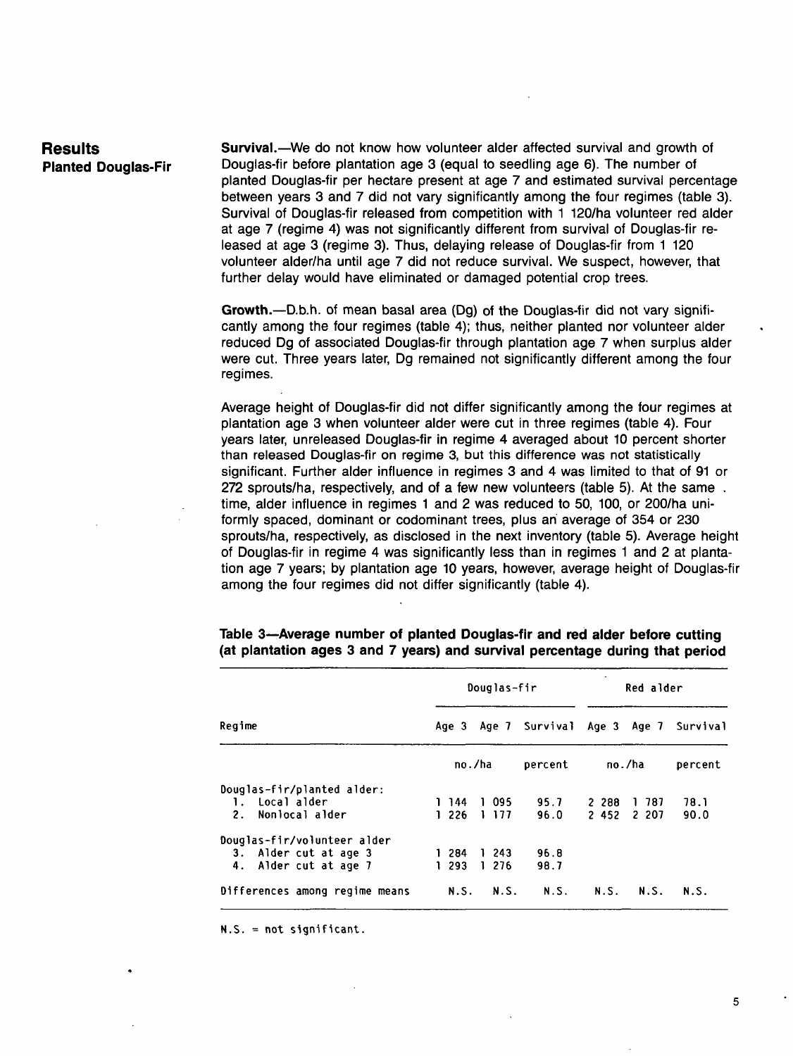## Results

### Planted Douglas-Fir

**Survival.**—We do not know how volunteer alder affected survival and growth of Douglas-fir before plantation age 3 (equal to seedling age 6). The number of planted Douglas-fir per hectare present at age 7 and estimated survival percentage between years 3 and 7 did not vary significantly among the four regimes (table 3). Survival of Douglas-fir released from competition with 1 120/ha volunteer red alder at age 7 (regime 4) was not significantly different from survival of Douglas-fir released at age 3 (regime 3). Thus, delaying release of Douglas-fir from 1 120 volunteer alder/ha until age 7 did not reduce survival. We suspect, however, that further delay would have eliminated or damaged potential crop trees.

**Growth.**—D.b.h. of mean basal area (Dg) of the Douglas-fir did not vary significantly among the four regimes (table 4); thus, neither planted nor volunteer alder reduced Dg of associated Douglas-fir through plantation age 7 when surplus alder were cut. Three years later, Dg remained not significantly different among the four regimes.

Average height of Douglas-fir did not differ significantly among the four regimes at plantation age 3 when volunteer alder were cut in three regimes (table 4). Four years later, unreleased Douglas-fir in regime 4 averaged about 10 percent shorter than released Douglas-fir on regime 3, but this difference was not statistically significant. Further alder influence in regimes 3 and 4 was limited to that of 91 or 272 sprouts/ha, respectively, and of a few new volunteers (table 5). At the same time, alder influence in regimes 1 and 2 was reduced to 50, 100, or 200/ha uniformly spaced, dominant or codominant trees, plus an average of 354 or 230 sprouts/ha, respectively, as disclosed in the next inventory (table 5). Average height of Douglas-fir in regime 4 was significantly less than in regimes 1 and 2 at plantation age 7 years; by plantation age 10 years, however, average height of Douglas-fir among the four regimes did not differ significantly (table 4).

**Table 3—Average number of planted Douglas-fir and red alder before cutting (at plantation ages 3 and 7 years) and survival percentage during that period**

| Regime | Douglas-fir | | | Red alder | | |
|---|---|---|---|---|---|---|
| | Age 3 | Age 7 | Survival | Age 3 | Age 7 | Survival |
| | no./ha | | percent | no./ha | | percent |
| Douglas-fir/planted alder: | | | | | | |
| 1. Local alder | 1 144 | 1 095 | 95.7 | 2 288 | 1 787 | 78.1 |
| 2. Nonlocal alder | 1 226 | 1 177 | 96.0 | 2 452 | 2 207 | 90.0 |
| Douglas-fir/volunteer alder | | | | | | |
| 3. Alder cut at age 3 | 1 284 | 1 243 | 96.8 | | | |
| 4. Alder cut at age 7 | 1 293 | 1 276 | 98.7 | | | |
| Differences among regime means | N.S. | N.S. | N.S. | N.S. | N.S. | N.S. |

N.S. = not significant.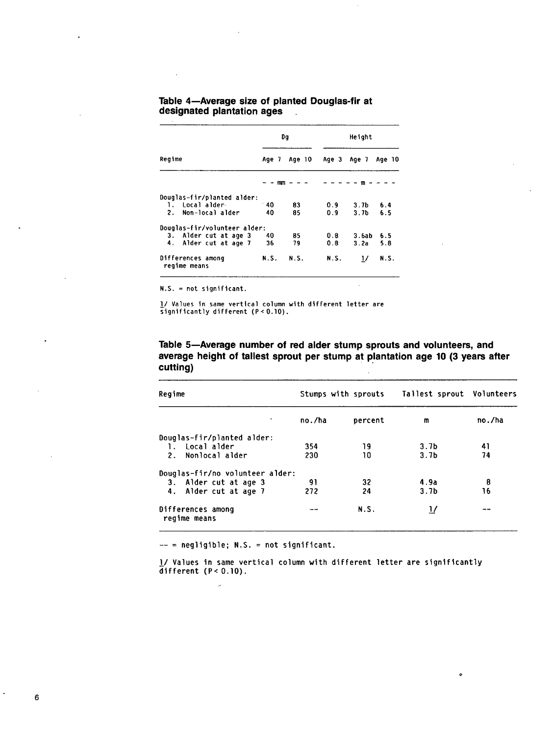**Table 4—Average size of planted Douglas-fir at designated plantation ages**

| Regime | Dg | | Height | | |
|---|---|---|---|---|---|
| | Age 7 | Age 10 | Age 3 | Age 7 | Age 10 |
| | - - mm - - - | | - - - - - m - - - - | | |
| Douglas-fir/planted alder: | | | | | |
| 1. Local alder | 40 | 83 | 0.9 | 3.7b | 6.4 |
| 2. Non-local alder | 40 | 85 | 0.9 | 3.7b | 6.5 |
| Douglas-fir/volunteer alder: | | | | | |
| 3. Alder cut at age 3 | 40 | 85 | 0.8 | 3.6ab | 6.5 |
| 4. Alder cut at age 7 | 36 | 79 | 0.8 | 3.2a | 5.8 |
| Differences among regime means | N.S. | N.S. | N.S. | 1/ | N.S. |

N.S. = not significant.

1/ Values in same vertical column with different letter are significantly different ($P < 0.10$).

**Table 5—Average number of red alder stump sprouts and volunteers, and average height of tallest sprout per stump at plantation age 10 (3 years after cutting)**

| Regime | Stumps with sprouts | | Tallest sprout | Volunteers |
|---|---|---|---|---|
| | no./ha | percent | m | no./ha |
| Douglas-fir/planted alder: | | | | |
| 1. Local alder | 354 | 19 | 3.7b | 41 |
| 2. Nonlocal alder | 230 | 10 | 3.7b | 74 |
| Douglas-fir/no volunteer alder: | | | | |
| 3. Alder cut at age 3 | 91 | 32 | 4.9a | 8 |
| 4. Alder cut at age 7 | 272 | 24 | 3.7b | 16 |
| Differences among regime means | -- | N.S. | 1/ | -- |

-- = negligible; N.S. = not significant.

1/ Values in same vertical column with different letter are significantly different ($P < 0.10$).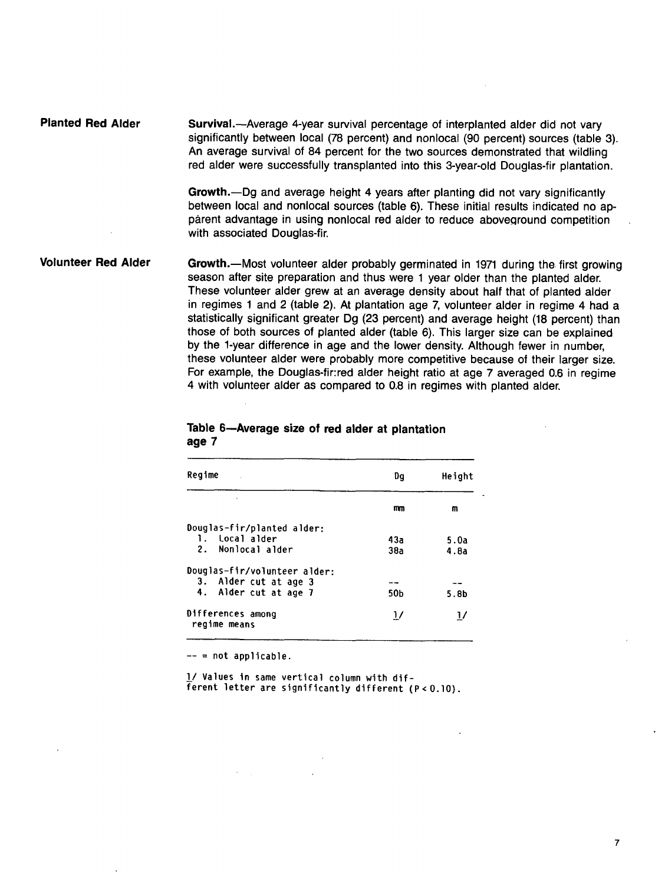## Planted Red Alder

**Survival.**—Average 4-year survival percentage of interplanted alder did not vary significantly between local (78 percent) and nonlocal (90 percent) sources (table 3). An average survival of 84 percent for the two sources demonstrated that wildling red alder were successfully transplanted into this 3-year-old Douglas-fir plantation.

**Growth.**—Dg and average height 4 years after planting did not vary significantly between local and nonlocal sources (table 6). These initial results indicated no apparent advantage in using nonlocal red alder to reduce aboveground competition with associated Douglas-fir.

## Volunteer Red Alder

**Growth.**—Most volunteer alder probably germinated in 1971 during the first growing season after site preparation and thus were 1 year older than the planted alder. These volunteer alder grew at an average density about half that of planted alder in regimes 1 and 2 (table 2). At plantation age 7, volunteer alder in regime 4 had a statistically significant greater Dg (23 percent) and average height (18 percent) than those of both sources of planted alder (table 6). This larger size can be explained by the 1-year difference in age and the lower density. Although fewer in number, these volunteer alder were probably more competitive because of their larger size. For example, the Douglas-fir:red alder height ratio at age 7 averaged 0.6 in regime 4 with volunteer alder as compared to 0.8 in regimes with planted alder.

**Table 6—Average size of red alder at plantation age 7**

| Regime | Dg | Height |
|---|---|---|
| | mm | m |
| Douglas-fir/planted alder: | | |
| 1. Local alder | 43a | 5.0a |
| 2. Nonlocal alder | 38a | 4.8a |
| Douglas-fir/volunteer alder: | | |
| 3. Alder cut at age 3 | -- | -- |
| 4. Alder cut at age 7 | 50b | 5.8b |
| Differences among regime means | 1/ | 1/ |

-- = not applicable.

1/ Values in same vertical column with different letter are significantly different ($P < 0.10$).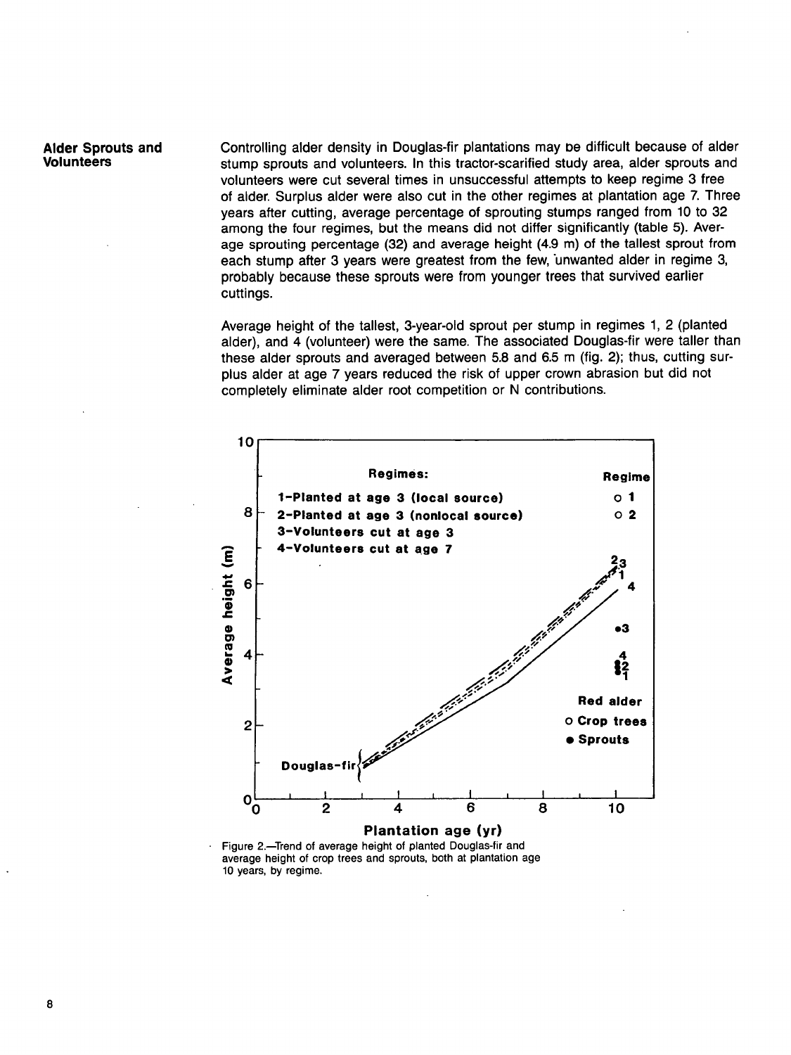## Alder Sprouts and Volunteers

Controlling alder density in Douglas-fir plantations may be difficult because of alder stump sprouts and volunteers. In this tractor-scarified study area, alder sprouts and volunteers were cut several times in unsuccessful attempts to keep regime 3 free of alder. Surplus alder were also cut in the other regimes at plantation age 7. Three years after cutting, average percentage of sprouting stumps ranged from 10 to 32 among the four regimes, but the means did not differ significantly (table 5). Average sprouting percentage (32) and average height (4.9 m) of the tallest sprout from each stump after 3 years were greatest from the few, unwanted alder in regime 3, probably because these sprouts were from younger trees that survived earlier cuttings.

Average height of the tallest, 3-year-old sprout per stump in regimes 1, 2 (planted alder), and 4 (volunteer) were the same. The associated Douglas-fir were taller than these alder sprouts and averaged between 5.8 and 6.5 m (fig. 2); thus, cutting surplus alder at age 7 years reduced the risk of upper crown abrasion but did not completely eliminate alder root competition or N contributions.

Figure 2.—Trend of average height of planted Douglas-fir and average height of crop trees and sprouts, both at plantation age 10 years, by regime.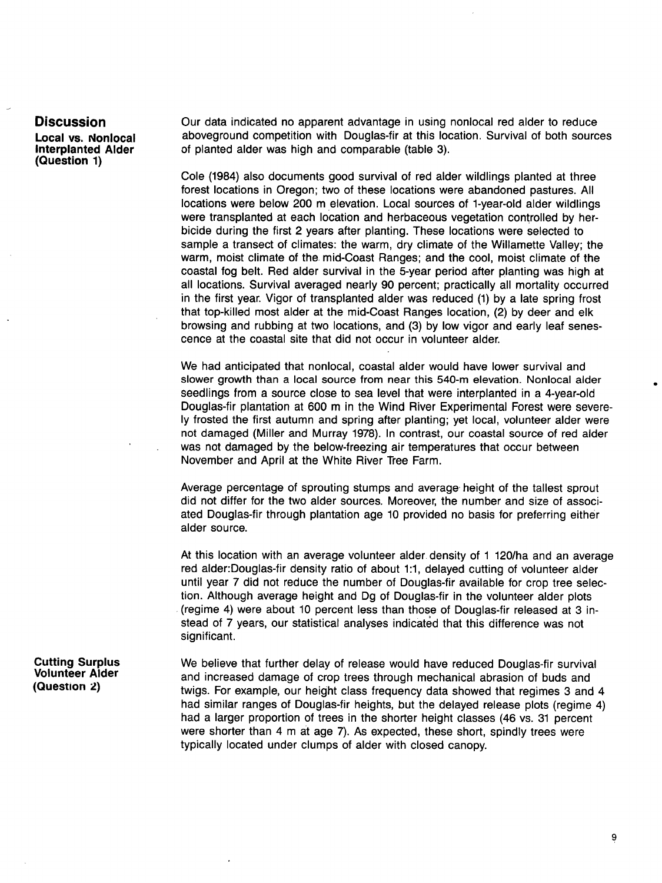## Discussion

### Local vs. Nonlocal Interplanted Alder (Question 1)

Our data indicated no apparent advantage in using nonlocal red alder to reduce aboveground competition with Douglas-fir at this location. Survival of both sources of planted alder was high and comparable (table 3).

Cole (1984) also documents good survival of red alder wildlings planted at three forest locations in Oregon; two of these locations were abandoned pastures. All locations were below 200 m elevation. Local sources of 1-year-old alder wildlings were transplanted at each location and herbaceous vegetation controlled by herbicide during the first 2 years after planting. These locations were selected to sample a transect of climates: the warm, dry climate of the Willamette Valley; the warm, moist climate of the mid-Coast Ranges; and the cool, moist climate of the coastal fog belt. Red alder survival in the 5-year period after planting was high at all locations. Survival averaged nearly 90 percent; practically all mortality occurred in the first year. Vigor of transplanted alder was reduced (1) by a late spring frost that top-killed most alder at the mid-Coast Ranges location, (2) by deer and elk browsing and rubbing at two locations, and (3) by low vigor and early leaf senescence at the coastal site that did not occur in volunteer alder.

We had anticipated that nonlocal, coastal alder would have lower survival and slower growth than a local source from near this 540-m elevation. Nonlocal alder seedlings from a source close to sea level that were interplanted in a 4-year-old Douglas-fir plantation at 600 m in the Wind River Experimental Forest were severely frosted the first autumn and spring after planting; yet local, volunteer alder were not damaged (Miller and Murray 1978). In contrast, our coastal source of red alder was not damaged by the below-freezing air temperatures that occur between November and April at the White River Tree Farm.

Average percentage of sprouting stumps and average height of the tallest sprout did not differ for the two alder sources. Moreover, the number and size of associated Douglas-fir through plantation age 10 provided no basis for preferring either alder source.

### Cutting Surplus Volunteer Alder (Question 2)

At this location with an average volunteer alder density of 1 120/ha and an average red alder:Douglas-fir density ratio of about 1:1, delayed cutting of volunteer alder until year 7 did not reduce the number of Douglas-fir available for crop tree selection. Although average height and Dg of Douglas-fir in the volunteer alder plots (regime 4) were about 10 percent less than those of Douglas-fir released at 3 instead of 7 years, our statistical analyses indicated that this difference was not significant.

We believe that further delay of release would have reduced Douglas-fir survival and increased damage of crop trees through mechanical abrasion of buds and twigs. For example, our height class frequency data showed that regimes 3 and 4 had similar ranges of Douglas-fir heights, but the delayed release plots (regime 4) had a larger proportion of trees in the shorter height classes (46 vs. 31 percent were shorter than 4 m at age 7). As expected, these short, spindly trees were typically located under clumps of alder with closed canopy.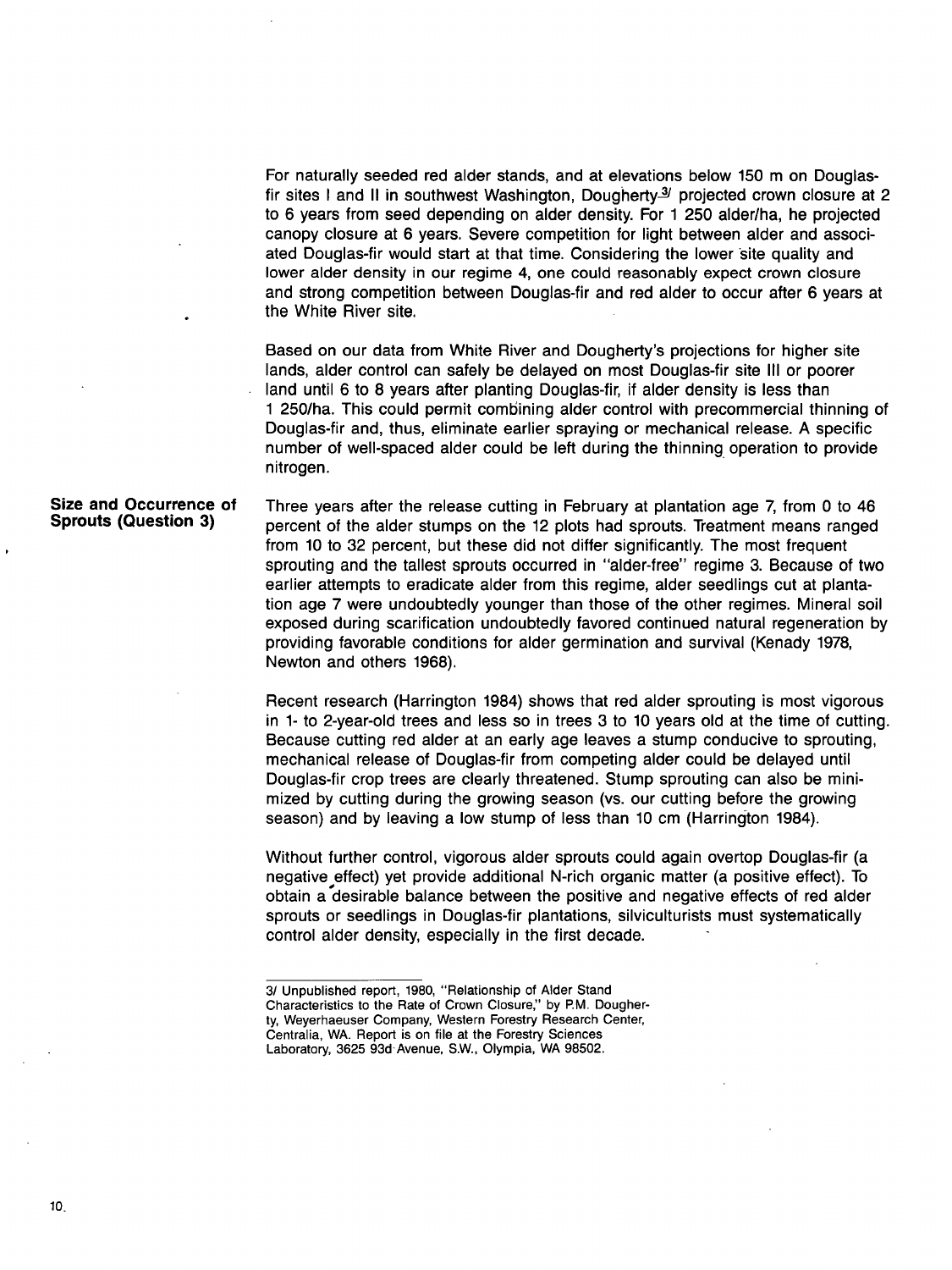For naturally seeded red alder stands, and at elevations below 150 m on Douglas-fir sites I and II in southwest Washington, Dougherty[3] projected crown closure at 2 to 6 years from seed depending on alder density. For 1 250 alder/ha, he projected canopy closure at 6 years. Severe competition for light between alder and associated Douglas-fir would start at that time. Considering the lower site quality and lower alder density in our regime 4, one could reasonably expect crown closure and strong competition between Douglas-fir and red alder to occur after 6 years at the White River site.

Based on our data from White River and Dougherty's projections for higher site lands, alder control can safely be delayed on most Douglas-fir site III or poorer land until 6 to 8 years after planting Douglas-fir, if alder density is less than 1 250/ha. This could permit combining alder control with precommercial thinning of Douglas-fir and, thus, eliminate earlier spraying or mechanical release. A specific number of well-spaced alder could be left during the thinning operation to provide nitrogen.

## Size and Occurrence of Sprouts (Question 3)

Three years after the release cutting in February at plantation age 7, from 0 to 46 percent of the alder stumps on the 12 plots had sprouts. Treatment means ranged from 10 to 32 percent, but these did not differ significantly. The most frequent sprouting and the tallest sprouts occurred in "alder-free" regime 3. Because of two earlier attempts to eradicate alder from this regime, alder seedlings cut at plantation age 7 were undoubtedly younger than those of the other regimes. Mineral soil exposed during scarification undoubtedly favored continued natural regeneration by providing favorable conditions for alder germination and survival (Kenady 1978, Newton and others 1968).

Recent research (Harrington 1984) shows that red alder sprouting is most vigorous in 1- to 2-year-old trees and less so in trees 3 to 10 years old at the time of cutting. Because cutting red alder at an early age leaves a stump conducive to sprouting, mechanical release of Douglas-fir from competing alder could be delayed until Douglas-fir crop trees are clearly threatened. Stump sprouting can also be minimized by cutting during the growing season (vs. our cutting before the growing season) and by leaving a low stump of less than 10 cm (Harrington 1984).

Without further control, vigorous alder sprouts could again overtop Douglas-fir (a negative effect) yet provide additional N-rich organic matter (a positive effect). To obtain a desirable balance between the positive and negative effects of red alder sprouts or seedlings in Douglas-fir plantations, silviculturists must systematically control alder density, especially in the first decade.

---

[3] Unpublished report, 1980, "Relationship of Alder Stand Characteristics to the Rate of Crown Closure," by P.M. Dougherty, Weyerhaeuser Company, Western Forestry Research Center, Centralia, WA. Report is on file at the Forestry Sciences Laboratory, 3625 93d Avenue, S.W., Olympia, WA 98502.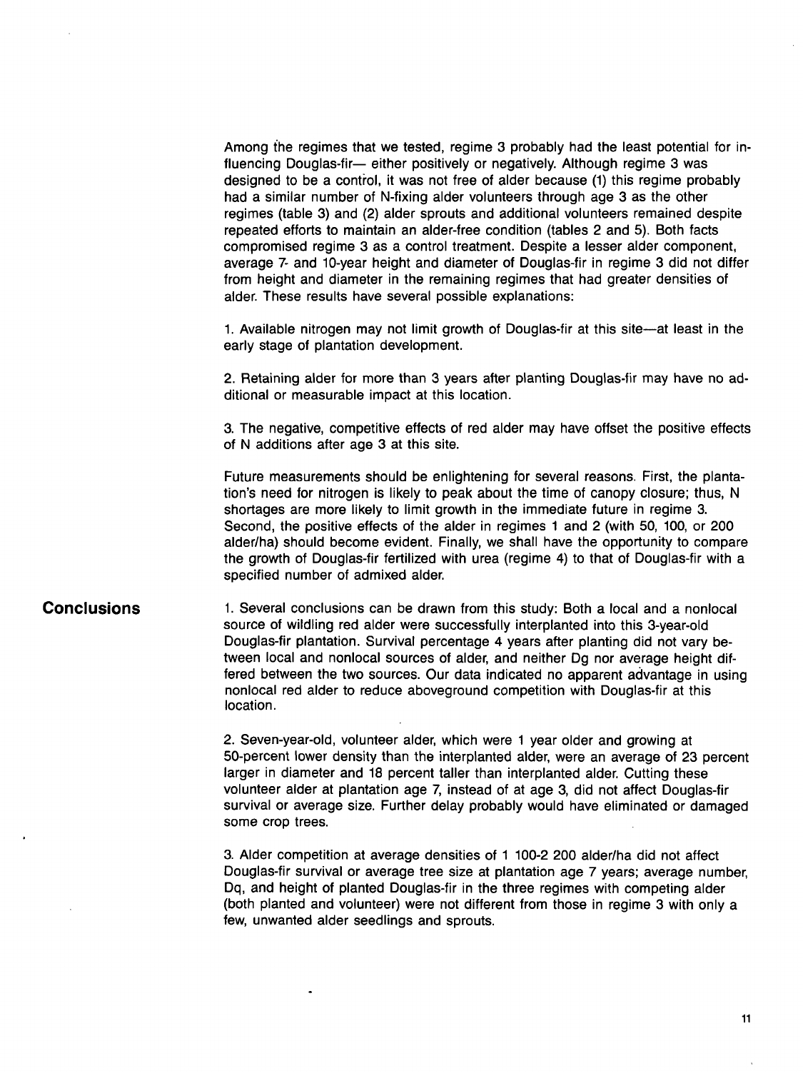Among the regimes that we tested, regime 3 probably had the least potential for influencing Douglas-fir— either positively or negatively. Although regime 3 was designed to be a control, it was not free of alder because (1) this regime probably had a similar number of N-fixing alder volunteers through age 3 as the other regimes (table 3) and (2) alder sprouts and additional volunteers remained despite repeated efforts to maintain an alder-free condition (tables 2 and 5). Both facts compromised regime 3 as a control treatment. Despite a lesser alder component, average 7- and 10-year height and diameter of Douglas-fir in regime 3 did not differ from height and diameter in the remaining regimes that had greater densities of alder. These results have several possible explanations:

1. Available nitrogen may not limit growth of Douglas-fir at this site—at least in the early stage of plantation development.

2. Retaining alder for more than 3 years after planting Douglas-fir may have no additional or measurable impact at this location.

3. The negative, competitive effects of red alder may have offset the positive effects of N additions after age 3 at this site.

Future measurements should be enlightening for several reasons. First, the plantation's need for nitrogen is likely to peak about the time of canopy closure; thus, N shortages are more likely to limit growth in the immediate future in regime 3. Second, the positive effects of the alder in regimes 1 and 2 (with 50, 100, or 200 alder/ha) should become evident. Finally, we shall have the opportunity to compare the growth of Douglas-fir fertilized with urea (regime 4) to that of Douglas-fir with a specified number of admixed alder.

## Conclusions

1. Several conclusions can be drawn from this study: Both a local and a nonlocal source of wildling red alder were successfully interplanted into this 3-year-old Douglas-fir plantation. Survival percentage 4 years after planting did not vary between local and nonlocal sources of alder, and neither Dg nor average height differed between the two sources. Our data indicated no apparent advantage in using nonlocal red alder to reduce aboveground competition with Douglas-fir at this location.

2. Seven-year-old, volunteer alder, which were 1 year older and growing at 50-percent lower density than the interplanted alder, were an average of 23 percent larger in diameter and 18 percent taller than interplanted alder. Cutting these volunteer alder at plantation age 7, instead of at age 3, did not affect Douglas-fir survival or average size. Further delay probably would have eliminated or damaged some crop trees.

3. Alder competition at average densities of 1 100-2 200 alder/ha did not affect Douglas-fir survival or average tree size at plantation age 7 years; average number, Dq, and height of planted Douglas-fir in the three regimes with competing alder (both planted and volunteer) were not different from those in regime 3 with only a few, unwanted alder seedlings and sprouts.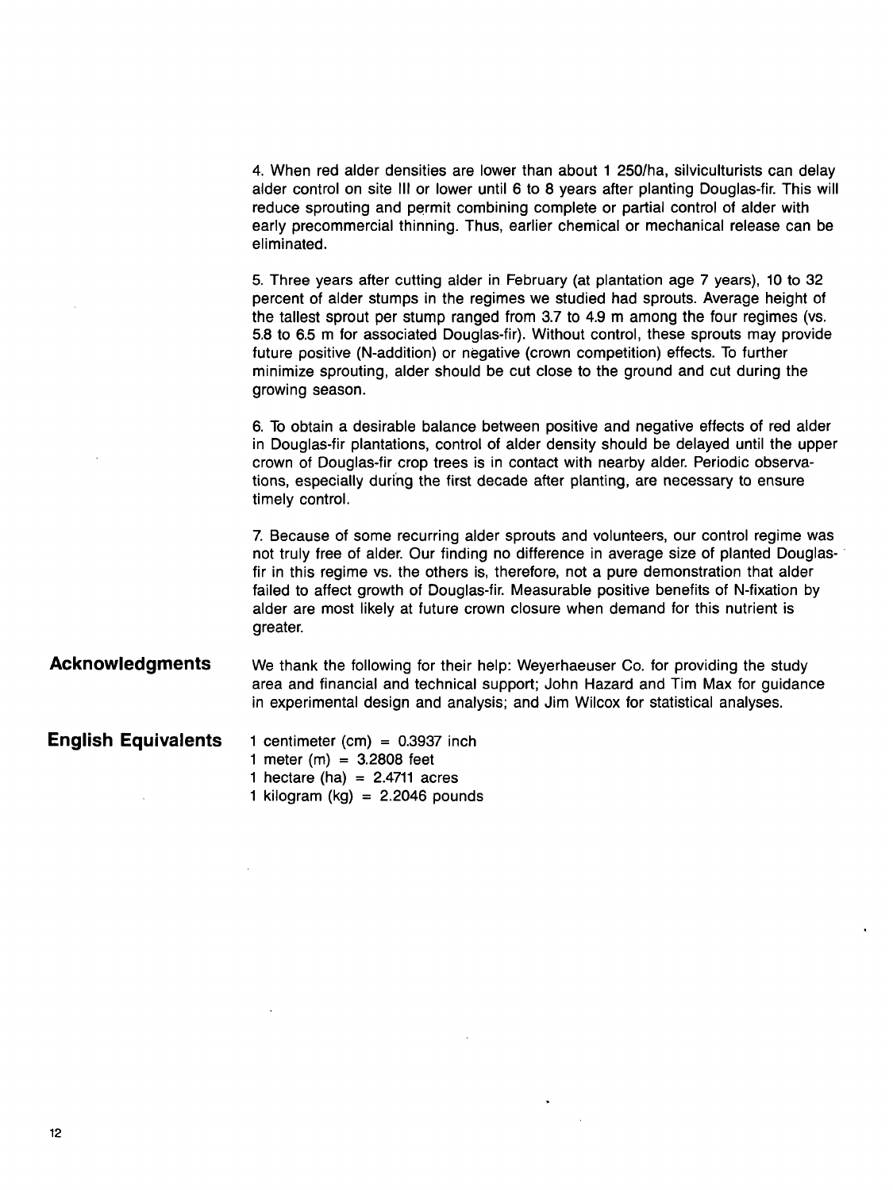4. When red alder densities are lower than about 1 250/ha, silviculturists can delay alder control on site III or lower until 6 to 8 years after planting Douglas-fir. This will reduce sprouting and permit combining complete or partial control of alder with early precommercial thinning. Thus, earlier chemical or mechanical release can be eliminated.

5. Three years after cutting alder in February (at plantation age 7 years), 10 to 32 percent of alder stumps in the regimes we studied had sprouts. Average height of the tallest sprout per stump ranged from 3.7 to 4.9 m among the four regimes (vs. 5.8 to 6.5 m for associated Douglas-fir). Without control, these sprouts may provide future positive (N-addition) or negative (crown competition) effects. To further minimize sprouting, alder should be cut close to the ground and cut during the growing season.

6. To obtain a desirable balance between positive and negative effects of red alder in Douglas-fir plantations, control of alder density should be delayed until the upper crown of Douglas-fir crop trees is in contact with nearby alder. Periodic observations, especially during the first decade after planting, are necessary to ensure timely control.

7. Because of some recurring alder sprouts and volunteers, our control regime was not truly free of alder. Our finding no difference in average size of planted Douglas-fir in this regime vs. the others is, therefore, not a pure demonstration that alder failed to affect growth of Douglas-fir. Measurable positive benefits of N-fixation by alder are most likely at future crown closure when demand for this nutrient is greater.

## Acknowledgments

We thank the following for their help: Weyerhaeuser Co. for providing the study area and financial and technical support; John Hazard and Tim Max for guidance in experimental design and analysis; and Jim Wilcox for statistical analyses.

## English Equivalents

1 centimeter (cm) = 0.3937 inch
1 meter (m) = 3.2808 feet
1 hectare (ha) = 2.4711 acres
1 kilogram (kg) = 2.2046 pounds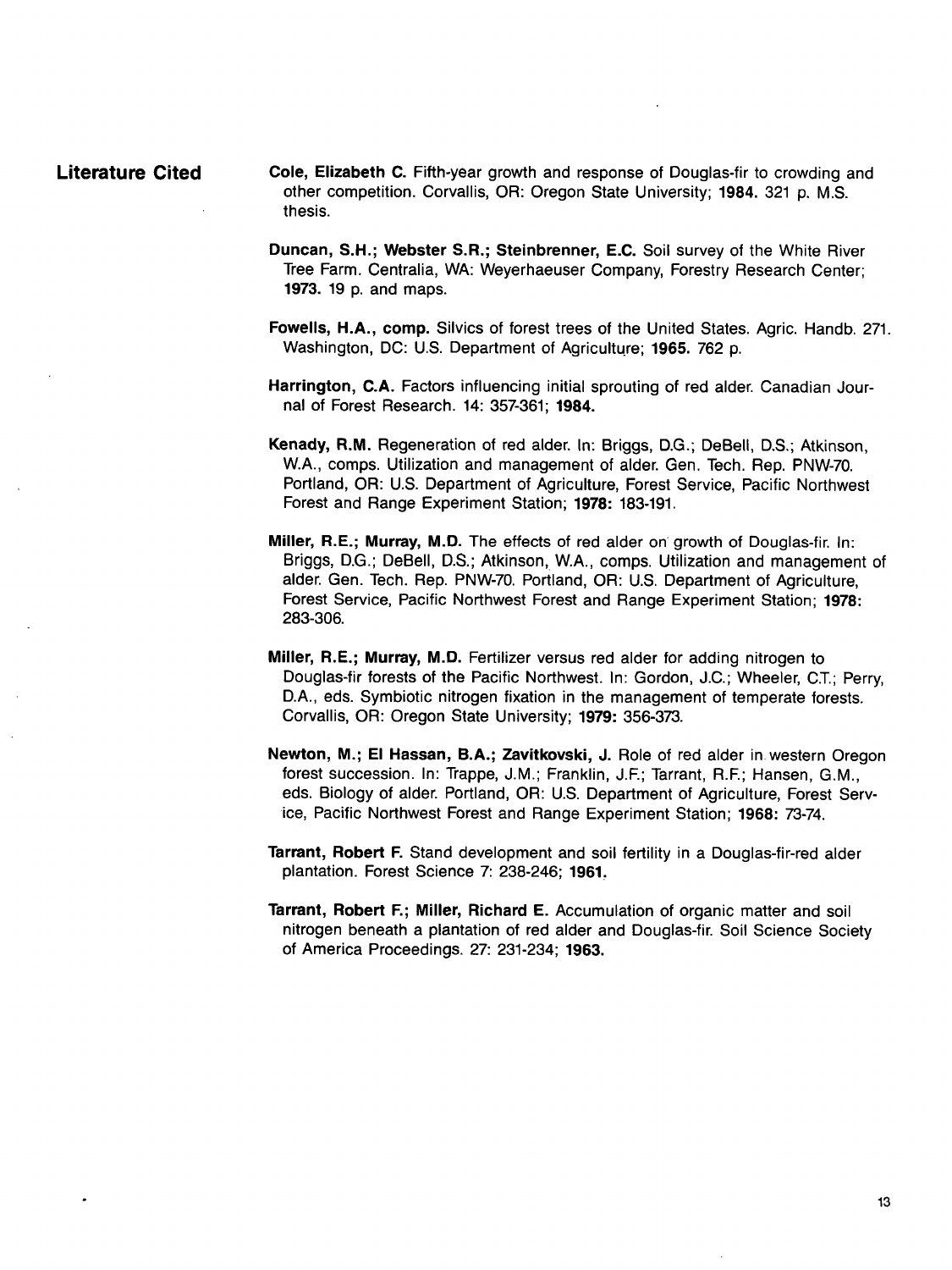## Literature Cited

**Cole, Elizabeth C.** Fifth-year growth and response of Douglas-fir to crowding and other competition. Corvallis, OR: Oregon State University; **1984.** 321 p. M.S. thesis.

**Duncan, S.H.; Webster S.R.; Steinbrenner, E.C.** Soil survey of the White River Tree Farm. Centralia, WA: Weyerhaeuser Company, Forestry Research Center; **1973.** 19 p. and maps.

**Fowells, H.A., comp.** Silvics of forest trees of the United States. Agric. Handb. 271. Washington, DC: U.S. Department of Agriculture; **1965.** 762 p.

**Harrington, C.A.** Factors influencing initial sprouting of red alder. Canadian Journal of Forest Research. 14: 357-361; **1984.**

**Kenady, R.M.** Regeneration of red alder. In: Briggs, D.G.; DeBell, D.S.; Atkinson, W.A., comps. Utilization and management of alder. Gen. Tech. Rep. PNW-70. Portland, OR: U.S. Department of Agriculture, Forest Service, Pacific Northwest Forest and Range Experiment Station; **1978:** 183-191.

**Miller, R.E.; Murray, M.D.** The effects of red alder on growth of Douglas-fir. In: Briggs, D.G.; DeBell, D.S.; Atkinson, W.A., comps. Utilization and management of alder. Gen. Tech. Rep. PNW-70. Portland, OR: U.S. Department of Agriculture, Forest Service, Pacific Northwest Forest and Range Experiment Station; **1978:** 283-306.

**Miller, R.E.; Murray, M.D.** Fertilizer versus red alder for adding nitrogen to Douglas-fir forests of the Pacific Northwest. In: Gordon, J.C.; Wheeler, C.T.; Perry, D.A., eds. Symbiotic nitrogen fixation in the management of temperate forests. Corvallis, OR: Oregon State University; **1979:** 356-373.

**Newton, M.; El Hassan, B.A.; Zavitkovski, J.** Role of red alder in western Oregon forest succession. In: Trappe, J.M.; Franklin, J.F.; Tarrant, R.F.; Hansen, G.M., eds. Biology of alder. Portland, OR: U.S. Department of Agriculture, Forest Service, Pacific Northwest Forest and Range Experiment Station; **1968:** 73-74.

**Tarrant, Robert F.** Stand development and soil fertility in a Douglas-fir-red alder plantation. Forest Science 7: 238-246; **1961.**

**Tarrant, Robert F.; Miller, Richard E.** Accumulation of organic matter and soil nitrogen beneath a plantation of red alder and Douglas-fir. Soil Science Society of America Proceedings. 27: 231-234; **1963.**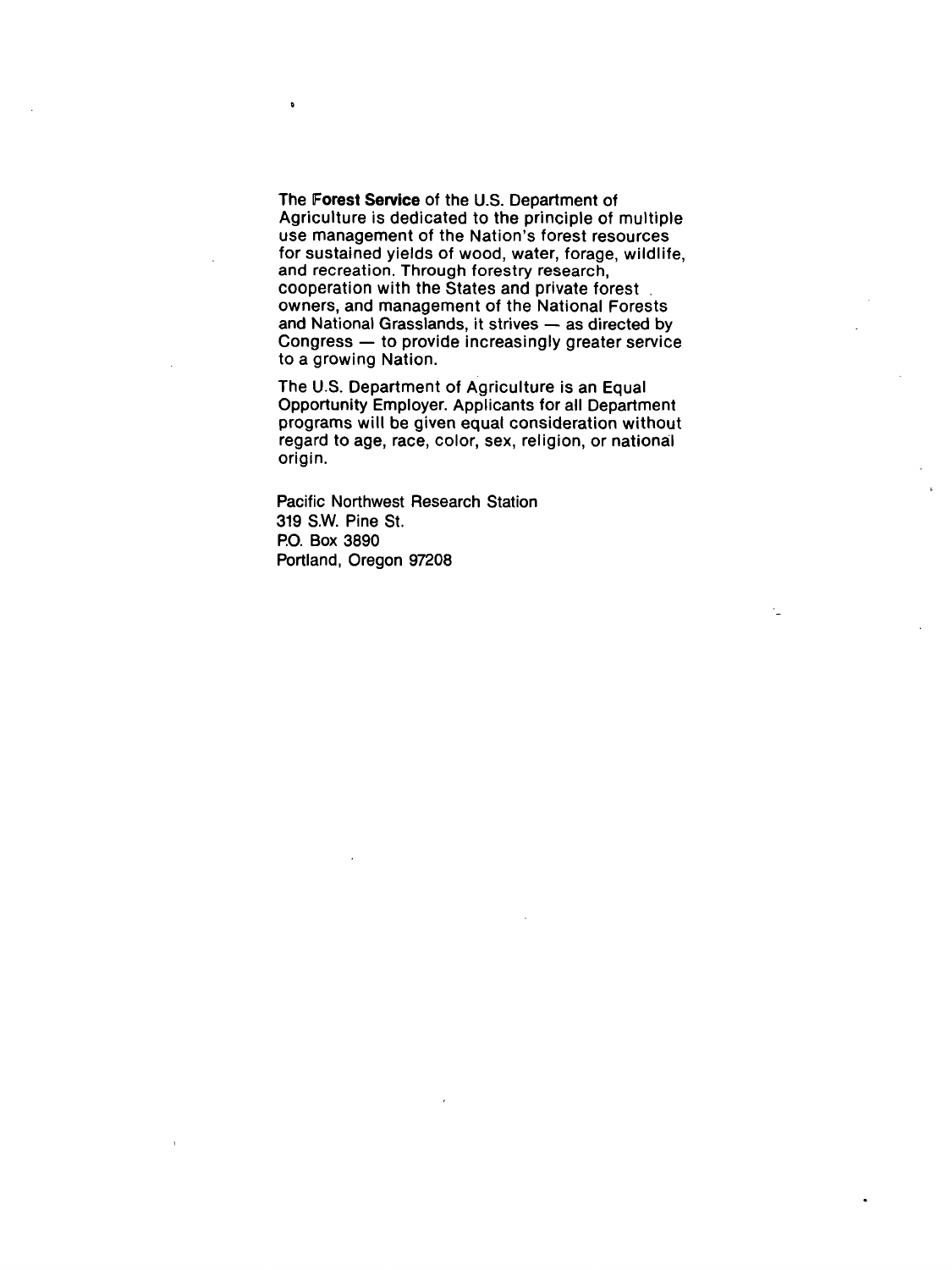The **Forest Service** of the U.S. Department of Agriculture is dedicated to the principle of multiple use management of the Nation's forest resources for sustained yields of wood, water, forage, wildlife, and recreation. Through forestry research, cooperation with the States and private forest owners, and management of the National Forests and National Grasslands, it strives — as directed by Congress — to provide increasingly greater service to a growing Nation.

The U.S. Department of Agriculture is an Equal Opportunity Employer. Applicants for all Department programs will be given equal consideration without regard to age, race, color, sex, religion, or national origin.

Pacific Northwest Research Station
319 S.W. Pine St.
P.O. Box 3890
Portland, Oregon 97208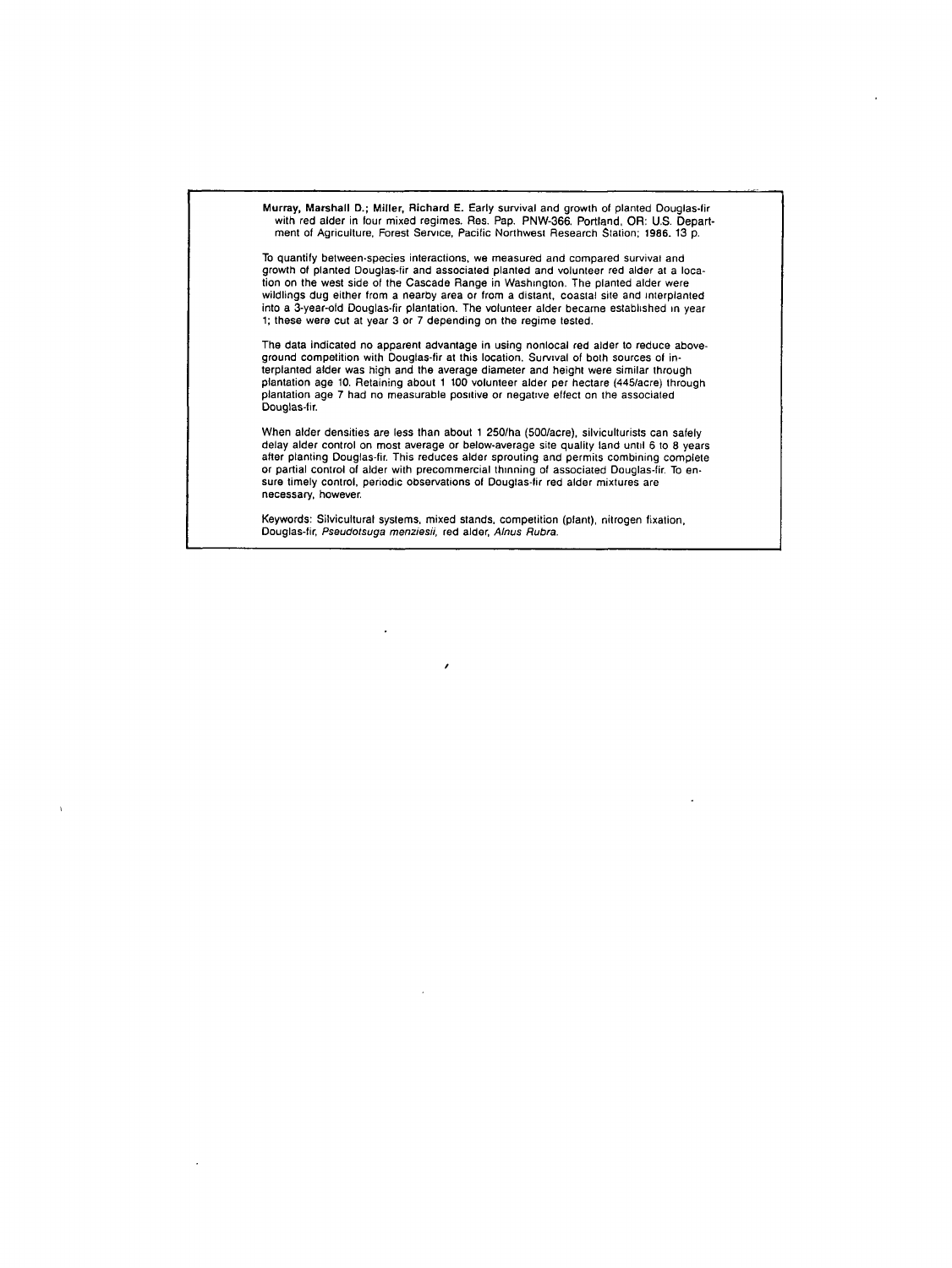**Murray, Marshall D.; Miller, Richard E.** Early survival and growth of planted Douglas-fir with red alder in four mixed regimes. Res. Pap. PNW-366. Portland, OR: U.S. Department of Agriculture, Forest Service, Pacific Northwest Research Station; 1986. 13 p.

To quantify between-species interactions, we measured and compared survival and growth of planted Douglas-fir and associated planted and volunteer red alder at a location on the west side of the Cascade Range in Washington. The planted alder were wildlings dug either from a nearby area or from a distant, coastal site and interplanted into a 3-year-old Douglas-fir plantation. The volunteer alder became established in year 1; these were cut at year 3 or 7 depending on the regime tested.

The data indicated no apparent advantage in using nonlocal red alder to reduce above-ground competition with Douglas-fir at this location. Survival of both sources of interplanted alder was high and the average diameter and height were similar through plantation age 10. Retaining about 1 100 volunteer alder per hectare (445/acre) through plantation age 7 had no measurable positive or negative effect on the associated Douglas-fir.

When alder densities are less than about 1 250/ha (500/acre), silviculturists can safely delay alder control on most average or below-average site quality land until 6 to 8 years after planting Douglas-fir. This reduces alder sprouting and permits combining complete or partial control of alder with precommercial thinning of associated Douglas-fir. To ensure timely control, periodic observations of Douglas-fir red alder mixtures are necessary, however.

Keywords: Silvicultural systems, mixed stands, competition (plant), nitrogen fixation, Douglas-fir, *Pseudotsuga menziesii*, red alder, *Alnus Rubra*.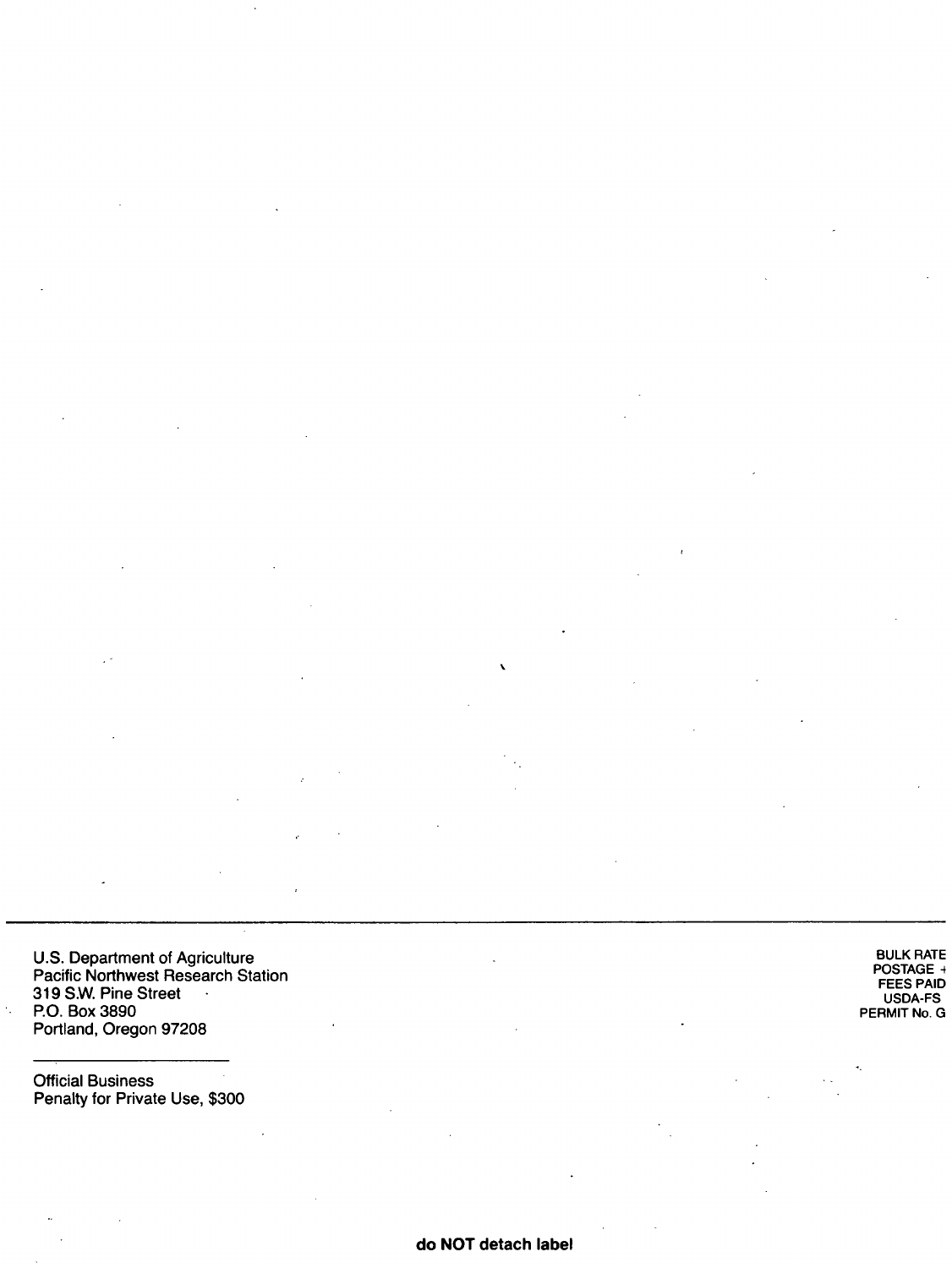U.S. Department of Agriculture
Pacific Northwest Research Station
319 S.W. Pine Street
P.O. Box 3890
Portland, Oregon 97208

---

Official Business
Penalty for Private Use, $300

BULK RATE
POSTAGE +
FEES PAID
USDA-FS
PERMIT No. G

**do NOT detach label**